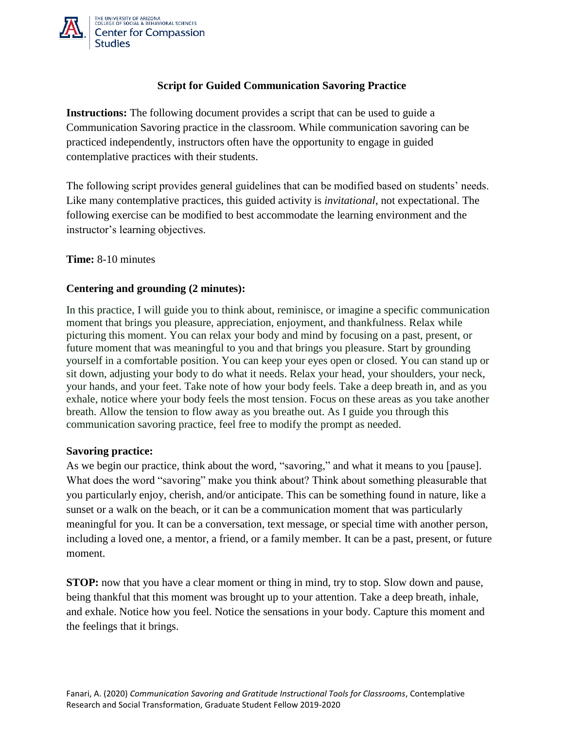THE UNIVERSITY OF ARIZONA
COLLEGE OF SOCIAL & BEHAVIORAL SCIENCES
Center for Compassion Studies

## Script for Guided Communication Savoring Practice

**Instructions:** The following document provides a script that can be used to guide a Communication Savoring practice in the classroom. While communication savoring can be practiced independently, instructors often have the opportunity to engage in guided contemplative practices with their students.

The following script provides general guidelines that can be modified based on students' needs. Like many contemplative practices, this guided activity is *invitational*, not expectational. The following exercise can be modified to best accommodate the learning environment and the instructor's learning objectives.

**Time:** 8-10 minutes

### Centering and grounding (2 minutes):

In this practice, I will guide you to think about, reminisce, or imagine a specific communication moment that brings you pleasure, appreciation, enjoyment, and thankfulness. Relax while picturing this moment. You can relax your body and mind by focusing on a past, present, or future moment that was meaningful to you and that brings you pleasure. Start by grounding yourself in a comfortable position. You can keep your eyes open or closed. You can stand up or sit down, adjusting your body to do what it needs. Relax your head, your shoulders, your neck, your hands, and your feet. Take note of how your body feels. Take a deep breath in, and as you exhale, notice where your body feels the most tension. Focus on these areas as you take another breath. Allow the tension to flow away as you breathe out. As I guide you through this communication savoring practice, feel free to modify the prompt as needed.

### Savoring practice:

As we begin our practice, think about the word, "savoring," and what it means to you [pause]. What does the word "savoring" make you think about? Think about something pleasurable that you particularly enjoy, cherish, and/or anticipate. This can be something found in nature, like a sunset or a walk on the beach, or it can be a communication moment that was particularly meaningful for you. It can be a conversation, text message, or special time with another person, including a loved one, a mentor, a friend, or a family member. It can be a past, present, or future moment.

**STOP:** now that you have a clear moment or thing in mind, try to stop. Slow down and pause, being thankful that this moment was brought up to your attention. Take a deep breath, inhale, and exhale. Notice how you feel. Notice the sensations in your body. Capture this moment and the feelings that it brings.

Fanari, A. (2020) *Communication Savoring and Gratitude Instructional Tools for Classrooms*, Contemplative Research and Social Transformation, Graduate Student Fellow 2019-2020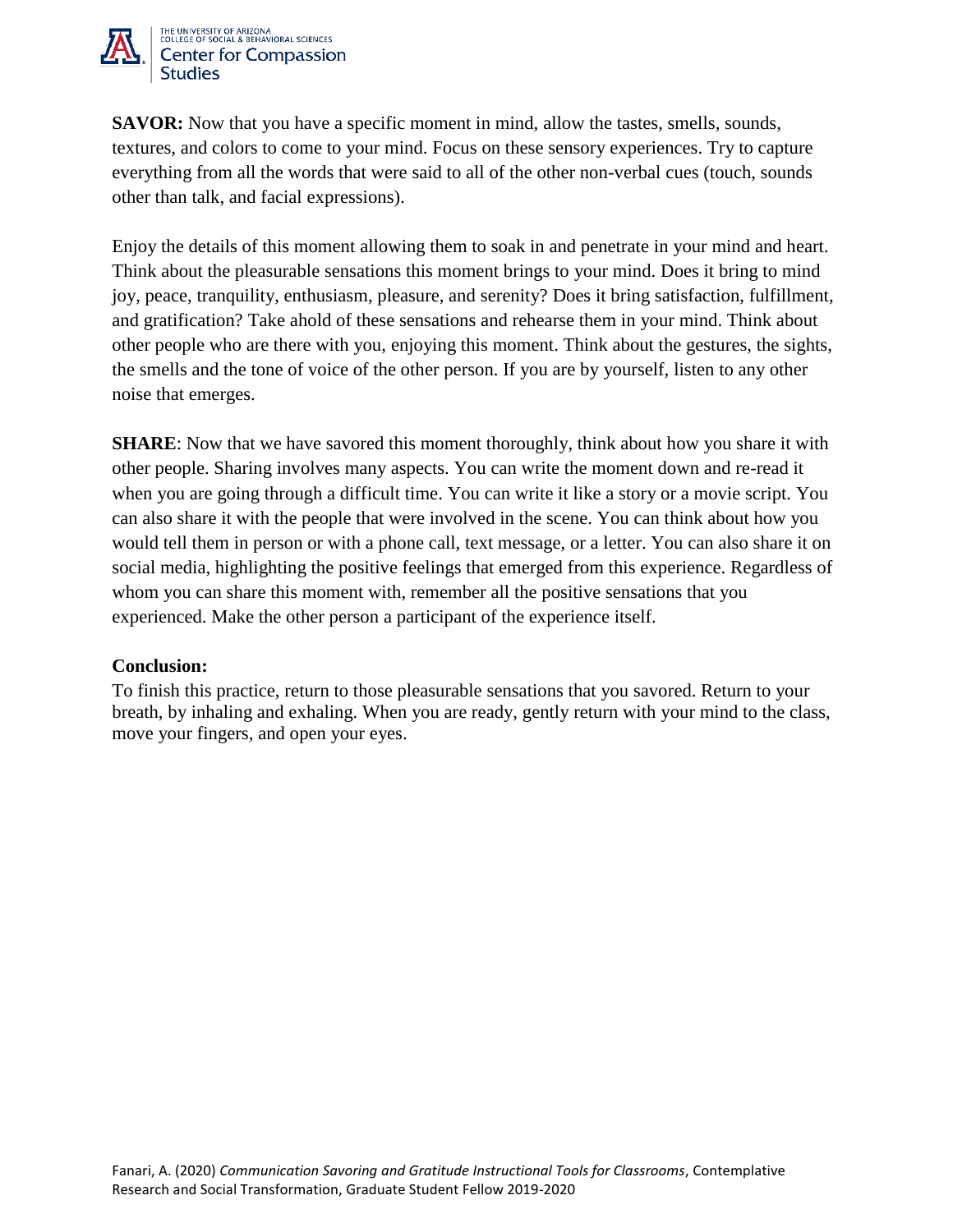**SAVOR:** Now that you have a specific moment in mind, allow the tastes, smells, sounds, textures, and colors to come to your mind. Focus on these sensory experiences. Try to capture everything from all the words that were said to all of the other non-verbal cues (touch, sounds other than talk, and facial expressions).

Enjoy the details of this moment allowing them to soak in and penetrate in your mind and heart. Think about the pleasurable sensations this moment brings to your mind. Does it bring to mind joy, peace, tranquility, enthusiasm, pleasure, and serenity? Does it bring satisfaction, fulfillment, and gratification? Take ahold of these sensations and rehearse them in your mind. Think about other people who are there with you, enjoying this moment. Think about the gestures, the sights, the smells and the tone of voice of the other person. If you are by yourself, listen to any other noise that emerges.

**SHARE**: Now that we have savored this moment thoroughly, think about how you share it with other people. Sharing involves many aspects. You can write the moment down and re-read it when you are going through a difficult time. You can write it like a story or a movie script. You can also share it with the people that were involved in the scene. You can think about how you would tell them in person or with a phone call, text message, or a letter. You can also share it on social media, highlighting the positive feelings that emerged from this experience. Regardless of whom you can share this moment with, remember all the positive sensations that you experienced. Make the other person a participant of the experience itself.

**Conclusion:**

To finish this practice, return to those pleasurable sensations that you savored. Return to your breath, by inhaling and exhaling. When you are ready, gently return with your mind to the class, move your fingers, and open your eyes.